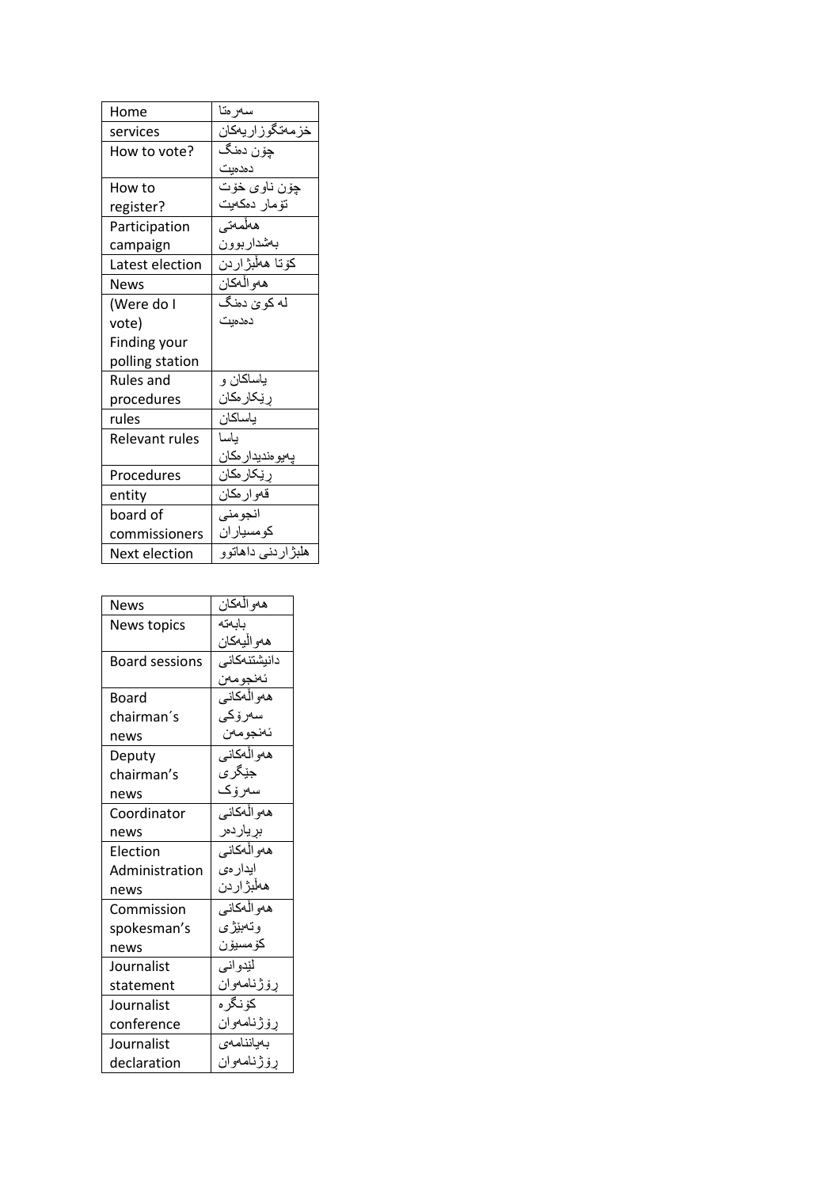| | |
|---|---|
| Home | سەرەتا |
| services | خزمەتگوزاریەکان |
| How to vote? | چۆن دەنگ دەدەیت |
| How to register? | چۆن ناوی خۆت تۆمار دەکەیت |
| Participation campaign | هەڵمەتی بەشداربوون |
| Latest election | کۆتا هەڵبژاردن |
| News | هەواڵەکان |
| (Were do I vote) Finding your polling station | لە کوێ دەنگ دەدەیت |
| Rules and procedures | یاساکان و ڕێکارەکان |
| rules | یاساکان |
| Relevant rules | یاسا پەیوەندیدارەکان |
| Procedures | ڕێکارەکان |
| entity | قەوارەکان |
| board of commissioners | انجومنی کومسیاران |
| Next election | هلبژاردنی داهاتوو |

| | |
|---|---|
| News | هەواڵەکان |
| News topics | بابەتە هەواڵیەکان |
| Board sessions | دانیشتنەکانی ئەنجومەن |
| Board chairman´s news | هەواڵەکانی سەرۆکی ئەنجومەن |
| Deputy chairman's news | هەواڵەکانی جێگری سەرۆک |
| Coordinator news | هەواڵەکانی بریاردەر |
| Election Administration news | هەواڵەکانی ایدارەی هەڵبژاردن |
| Commission spokesman's news | هەواڵەکانی وتەبێژی کۆمسیۆن |
| Journalist statement | لێدوانی ڕۆژنامەوان |
| Journalist conference | کۆنگرە ڕۆژنامەوان |
| Journalist declaration | بەیاننامەی ڕۆژنامەوان |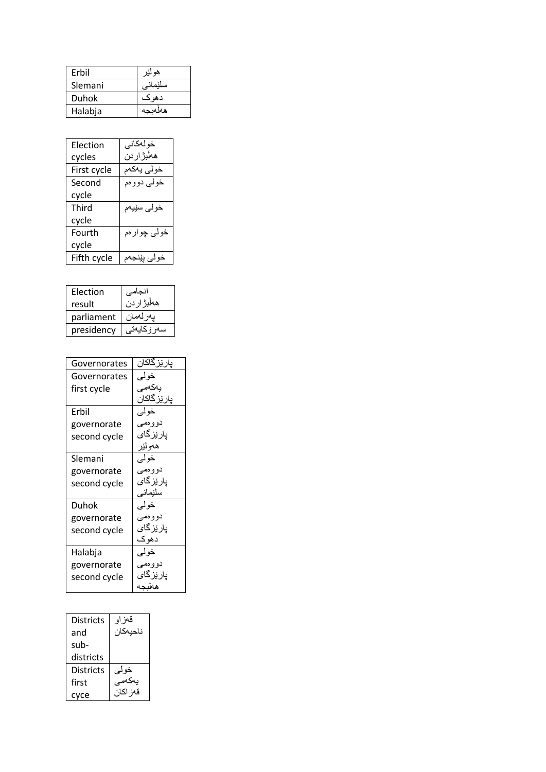| | |
|---|---|
| Erbil | هولێر |
| Slemani | سلێمانی |
| Duhok | دهوک |
| Halabja | هەڵەبجە |

| | |
|---|---|
| Election cycles | خولەکانی هەڵبژاردن |
| First cycle | خولی یەکەم |
| Second cycle | خولی دووەم |
| Third cycle | خولی سێیەم |
| Fourth cycle | خولی چوارەم |
| Fifth cycle | خولی پێنجەم |

| | |
|---|---|
| Election result | انجامی هەڵبژاردن |
| parliament | پەرلەمان |
| presidency | سەرۆکایەتی |

| | |
|---|---|
| Governorates | پارێزگاکان |
| Governorates first cycle | خولی یەکەمی پارێزگاکان |
| Erbil governorate second cycle | خولی دووەمی پارێزگای هەولێر |
| Slemani governorate second cycle | خولی دووەمی پارێزگای سلێمانی |
| Duhok governorate second cycle | خولی دووەمی پارێزگای دهوک |
| Halabja governorate second cycle | خولی دووەمی پارێزگای هەڵبجە |

| | |
|---|---|
| Districts and sub-districts | قەزاو ناحیەکان |
| Districts first cyce | خولی یەکەمی قەزاکان |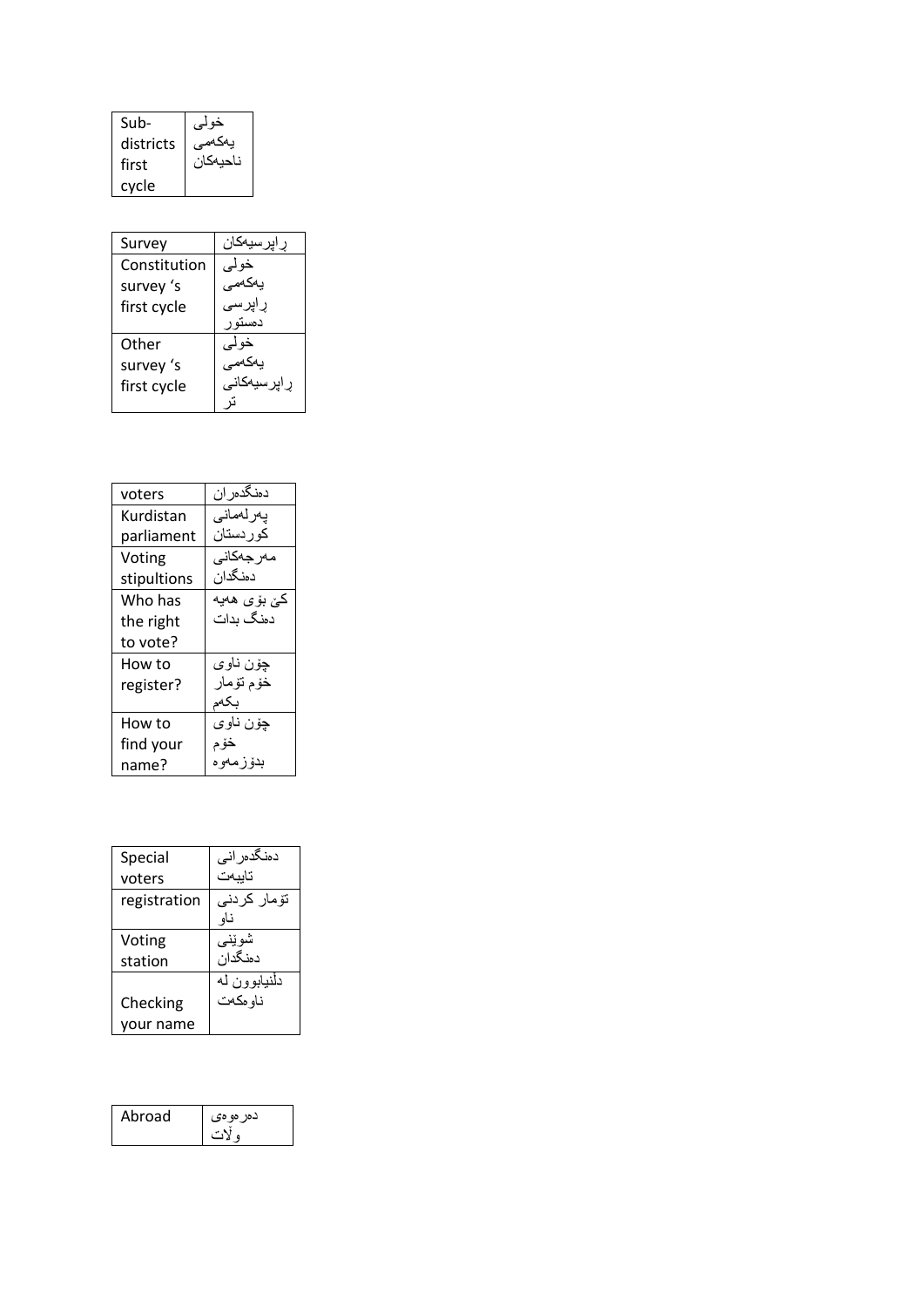| | |
|---|---|
| Sub-districts first cycle | خولی یەکەمی ناحیەکان |

| | |
|---|---|
| Survey | ڕاپرسیەکان |
| Constitution survey 's first cycle | خولی یەکەمی ڕاپرسی دەستور |
| Other survey 's first cycle | خولی یەکەمی ڕاپرسیەکانی تر |

| | |
|---|---|
| voters | دەنگدەران |
| Kurdistan parliament | پەرلەمانی کوردستان |
| Voting stipultions | مەرجەکانی دەنگدان |
| Who has the right to vote? | کێ بۆی هەیە دەنگ بدات |
| How to register? | چۆن ناوی خۆم تۆمار بکەم |
| How to find your name? | چۆن ناوی خۆم بدۆزمەوە |

| | |
|---|---|
| Special voters | دەنگدەرانی تایبەت |
| registration | تۆمار کردنی ناو |
| Voting station | شوێنی دەنگدان |
| Checking your name | دڵنیابوون لە ناوەکەت |

| | |
|---|---|
| Abroad | دەرەوەی وڵات |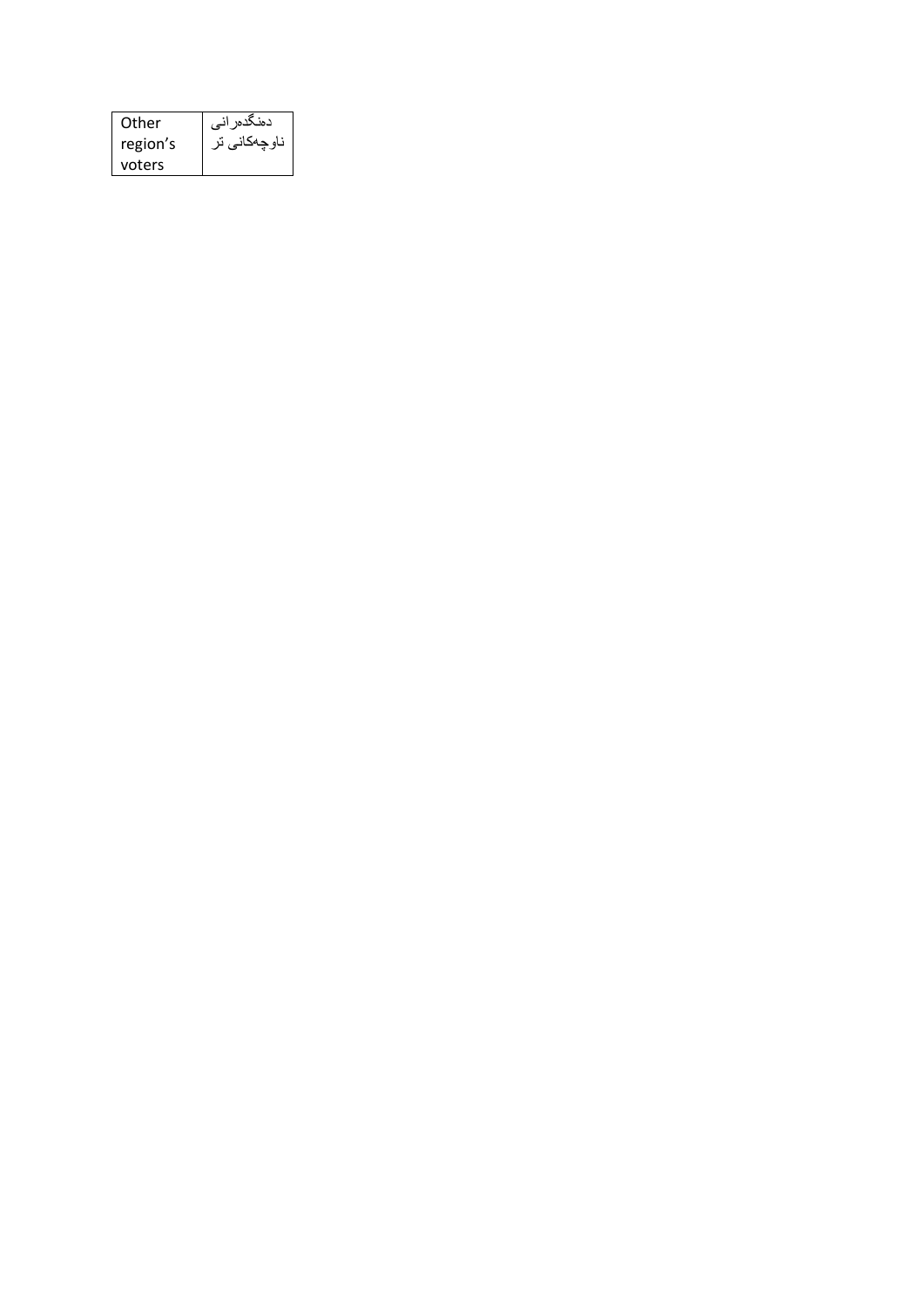| | |
|---|---|
| Other region's voters | دەنگدەرانی ناوچەکانی تر |